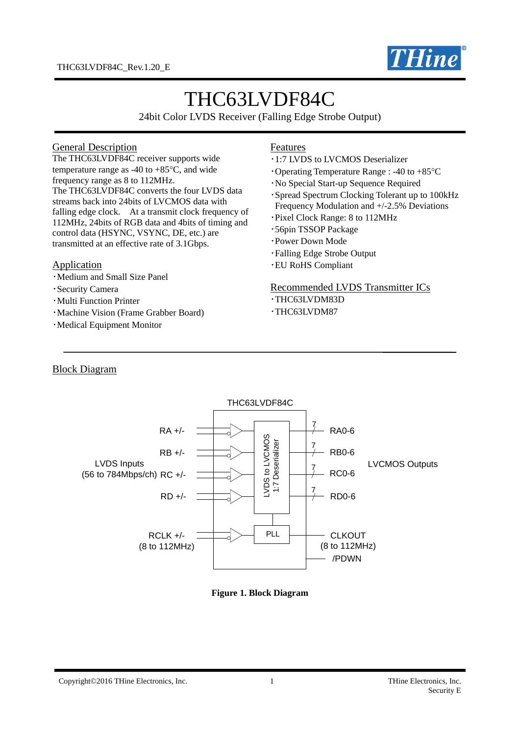# THC63LVDF84C

24bit Color LVDS Receiver (Falling Edge Strobe Output)

## General Description

The THC63LVDF84C receiver supports wide temperature range as -40 to +85°C, and wide frequency range as 8 to 112MHz.
The THC63LVDF84C converts the four LVDS data streams back into 24bits of LVCMOS data with falling edge clock. At a transmit clock frequency of 112MHz, 24bits of RGB data and 4bits of timing and control data (HSYNC, VSYNC, DE, etc.) are transmitted at an effective rate of 3.1Gbps.

## Application

- Medium and Small Size Panel
- Security Camera
- Multi Function Printer
- Machine Vision (Frame Grabber Board)
- Medical Equipment Monitor

## Features

- 1:7 LVDS to LVCMOS Deserializer
- Operating Temperature Range : -40 to +85°C
- No Special Start-up Sequence Required
- Spread Spectrum Clocking Tolerant up to 100kHz Frequency Modulation and +/-2.5% Deviations
- Pixel Clock Range: 8 to 112MHz
- 56pin TSSOP Package
- Power Down Mode
- Falling Edge Strobe Output
- EU RoHS Compliant

## Recommended LVDS Transmitter ICs

- THC63LVDM83D
- THC63LVDM87

## Block Diagram

THC63LVDF84C

LVDS Inputs (56 to 784Mbps/ch): RA +/-, RB +/-, RC +/-, RD +/-

RCLK +/- (8 to 112MHz)

LVDS to LVCMOS 1:7 Deserializer

PLL

LVCMOS Outputs: RA0-6, RB0-6, RC0-6, RD0-6 (7 each)

CLKOUT (8 to 112MHz)

/PDWN

**Figure 1. Block Diagram**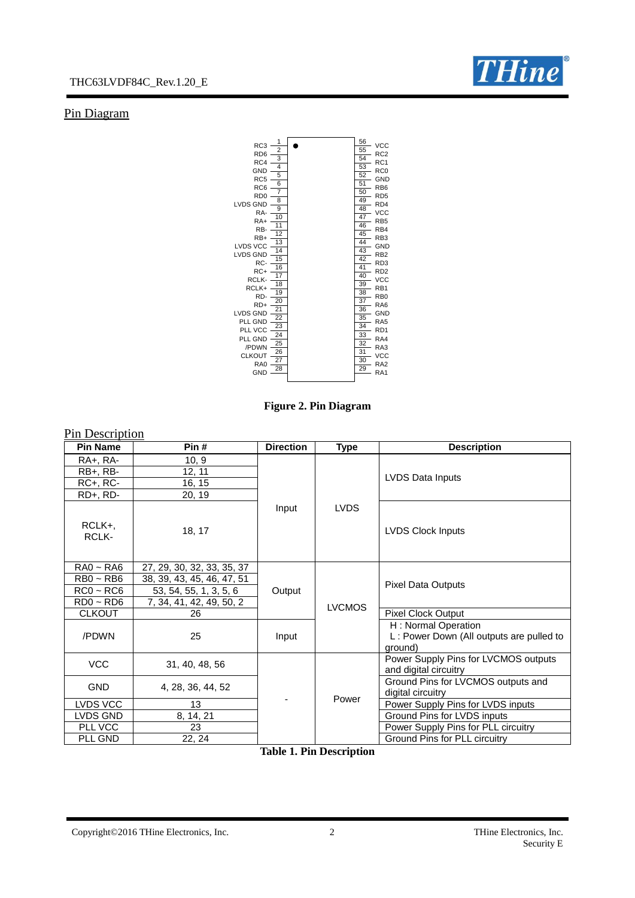## Pin Diagram

| Pin | Name | Pin | Name |
|---|---|---|---|
| 1 | RC3 | 56 | VCC |
| 2 | RD6 | 55 | RC2 |
| 3 | RC4 | 54 | RC1 |
| 4 | GND | 53 | RC0 |
| 5 | RC5 | 52 | GND |
| 6 | RC6 | 51 | RB6 |
| 7 | RD0 | 50 | RD5 |
| 8 | LVDS GND | 49 | RD4 |
| 9 | RA- | 48 | VCC |
| 10 | RA+ | 47 | RB5 |
| 11 | RB- | 46 | RB4 |
| 12 | RB+ | 45 | RB3 |
| 13 | LVDS VCC | 44 | GND |
| 14 | LVDS GND | 43 | RB2 |
| 15 | RC- | 42 | RD3 |
| 16 | RC+ | 41 | RD2 |
| 17 | RCLK- | 40 | VCC |
| 18 | RCLK+ | 39 | RB1 |
| 19 | RD- | 38 | RB0 |
| 20 | RD+ | 37 | RA6 |
| 21 | LVDS GND | 36 | GND |
| 22 | PLL GND | 35 | RA5 |
| 23 | PLL VCC | 34 | RD1 |
| 24 | PLL GND | 33 | RA4 |
| 25 | /PDWN | 32 | RA3 |
| 26 | CLKOUT | 31 | VCC |
| 27 | RA0 | 30 | RA2 |
| 28 | GND | 29 | RA1 |

**Figure 2. Pin Diagram**

## Pin Description

| Pin Name | Pin # | Direction | Type | Description |
|---|---|---|---|---|
| RA+, RA- | 10, 9 | Input | LVDS | LVDS Data Inputs |
| RB+, RB- | 12, 11 | | | |
| RC+, RC- | 16, 15 | | | |
| RD+, RD- | 20, 19 | | | |
| RCLK+, RCLK- | 18, 17 | | | LVDS Clock Inputs |
| RA0 ~ RA6 | 27, 29, 30, 32, 33, 35, 37 | Output | LVCMOS | Pixel Data Outputs |
| RB0 ~ RB6 | 38, 39, 43, 45, 46, 47, 51 | | | |
| RC0 ~ RC6 | 53, 54, 55, 1, 3, 5, 6 | | | |
| RD0 ~ RD6 | 7, 34, 41, 42, 49, 50, 2 | | | |
| CLKOUT | 26 | | | Pixel Clock Output |
| /PDWN | 25 | Input | | H : Normal Operation<br>L : Power Down (All outputs are pulled to ground) |
| VCC | 31, 40, 48, 56 | - | Power | Power Supply Pins for LVCMOS outputs and digital circuitry |
| GND | 4, 28, 36, 44, 52 | | | Ground Pins for LVCMOS outputs and digital circuitry |
| LVDS VCC | 13 | | | Power Supply Pins for LVDS inputs |
| LVDS GND | 8, 14, 21 | | | Ground Pins for LVDS inputs |
| PLL VCC | 23 | | | Power Supply Pins for PLL circuitry |
| PLL GND | 22, 24 | | | Ground Pins for PLL circuitry |

**Table 1. Pin Description**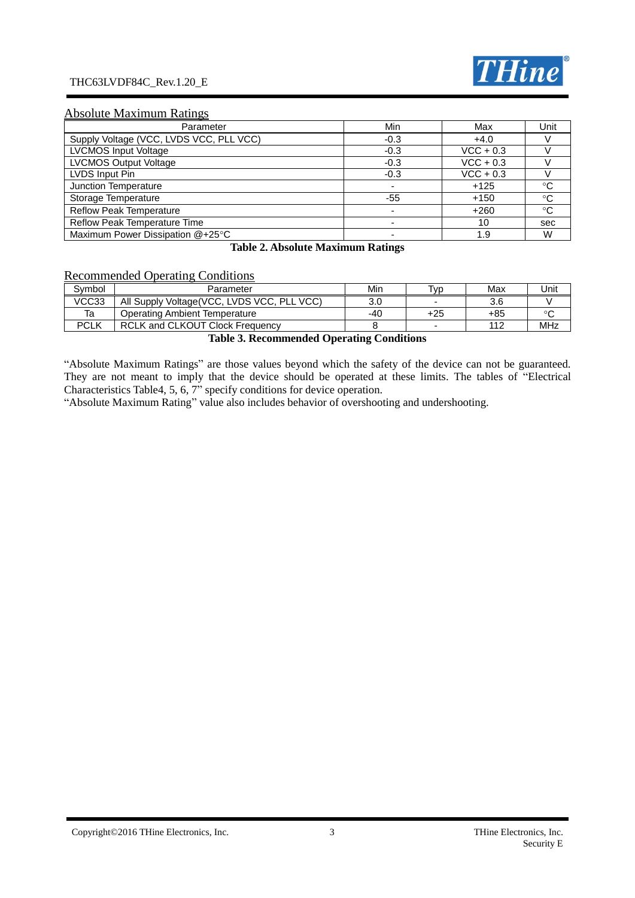## Absolute Maximum Ratings

| Parameter | Min | Max | Unit |
|---|---|---|---|
| Supply Voltage (VCC, LVDS VCC, PLL VCC) | -0.3 | +4.0 | V |
| LVCMOS Input Voltage | -0.3 | VCC + 0.3 | V |
| LVCMOS Output Voltage | -0.3 | VCC + 0.3 | V |
| LVDS Input Pin | -0.3 | VCC + 0.3 | V |
| Junction Temperature | - | +125 | °C |
| Storage Temperature | -55 | +150 | °C |
| Reflow Peak Temperature | - | +260 | °C |
| Reflow Peak Temperature Time | - | 10 | sec |
| Maximum Power Dissipation @+25°C | - | 1.9 | W |

**Table 2. Absolute Maximum Ratings**

## Recommended Operating Conditions

| Symbol | Parameter | Min | Typ | Max | Unit |
|---|---|---|---|---|---|
| VCC33 | All Supply Voltage(VCC, LVDS VCC, PLL VCC) | 3.0 | - | 3.6 | V |
| Ta | Operating Ambient Temperature | -40 | +25 | +85 | °C |
| PCLK | RCLK and CLKOUT Clock Frequency | 8 | - | 112 | MHz |

**Table 3. Recommended Operating Conditions**

"Absolute Maximum Ratings" are those values beyond which the safety of the device can not be guaranteed. They are not meant to imply that the device should be operated at these limits. The tables of "Electrical Characteristics Table4, 5, 6, 7" specify conditions for device operation.
"Absolute Maximum Rating" value also includes behavior of overshooting and undershooting.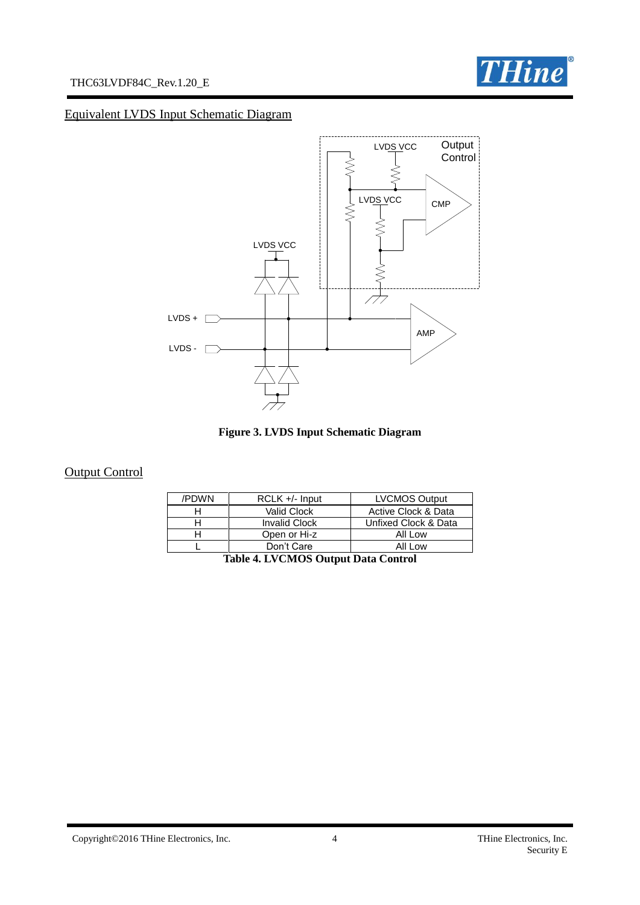## Equivalent LVDS Input Schematic Diagram

**Figure 3. LVDS Input Schematic Diagram**

## Output Control

| /PDWN | RCLK +/- Input | LVCMOS Output |
|---|---|---|
| H | Valid Clock | Active Clock & Data |
| H | Invalid Clock | Unfixed Clock & Data |
| H | Open or Hi-z | All Low |
| L | Don't Care | All Low |

**Table 4. LVCMOS Output Data Control**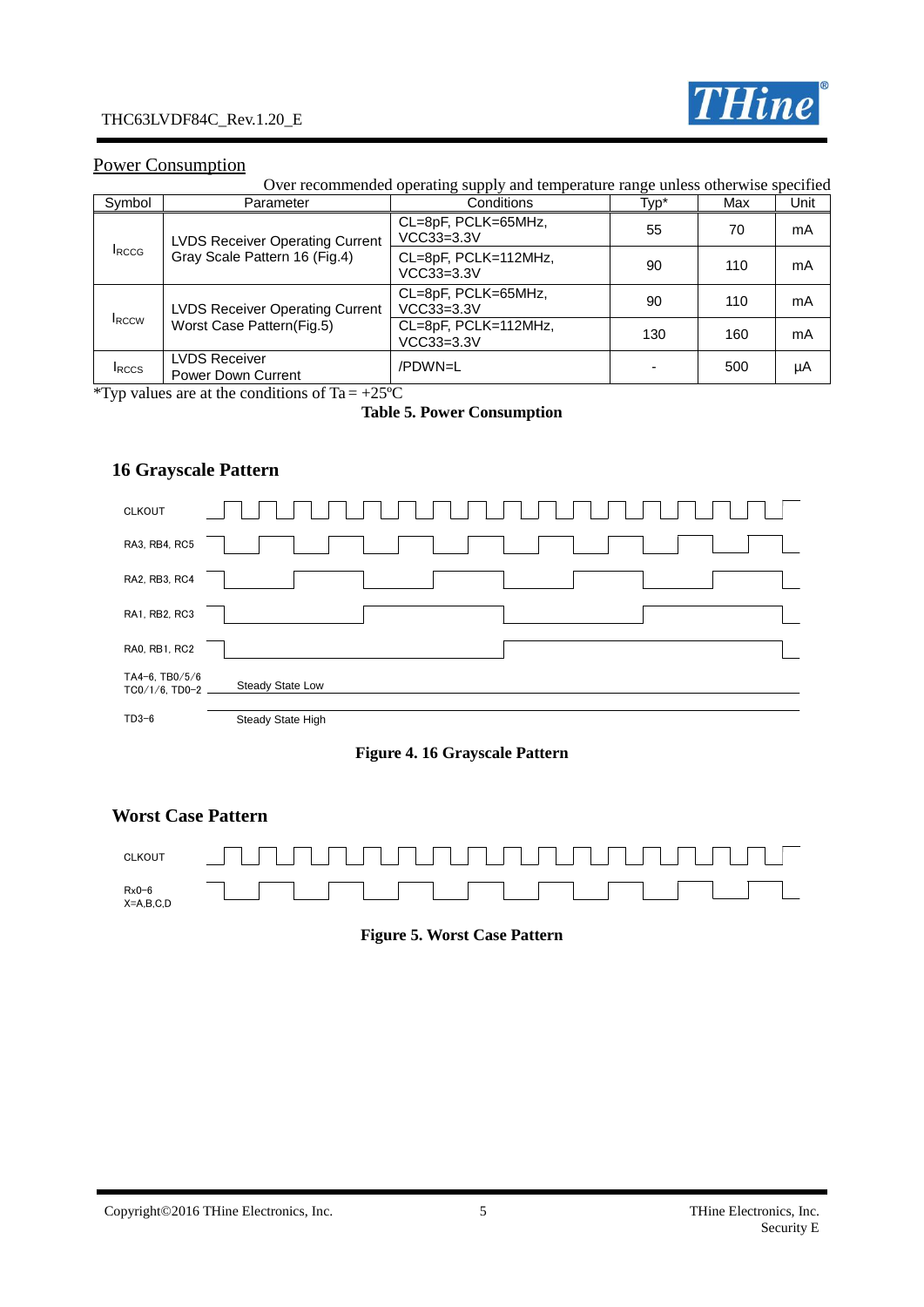## Power Consumption

Over recommended operating supply and temperature range unless otherwise specified

| Symbol | Parameter | Conditions | Typ* | Max | Unit |
|---|---|---|---|---|---|
| $I_{RCCG}$ | LVDS Receiver Operating Current Gray Scale Pattern 16 (Fig.4) | CL=8pF, PCLK=65MHz, VCC33=3.3V | 55 | 70 | mA |
| | | CL=8pF, PCLK=112MHz, VCC33=3.3V | 90 | 110 | mA |
| $I_{RCCW}$ | LVDS Receiver Operating Current Worst Case Pattern(Fig.5) | CL=8pF, PCLK=65MHz, VCC33=3.3V | 90 | 110 | mA |
| | | CL=8pF, PCLK=112MHz, VCC33=3.3V | 130 | 160 | mA |
| $I_{RCCS}$ | LVDS Receiver Power Down Current | /PDWN=L | - | 500 | μA |

*Typ values are at the conditions of Ta = +25ºC

**Table 5. Power Consumption**

### 16 Grayscale Pattern

CLKOUT

RA3, RB4, RC5

RA2, RB3, RC4

RA1, RB2, RC3

RA0, RB1, RC2

TA4-6, TB0/5/6 TC0/1/6, TD0-2 — Steady State Low

TD3-6 — Steady State High

**Figure 4. 16 Grayscale Pattern**

### Worst Case Pattern

CLKOUT

Rx0-6 X=A,B,C,D

**Figure 5. Worst Case Pattern**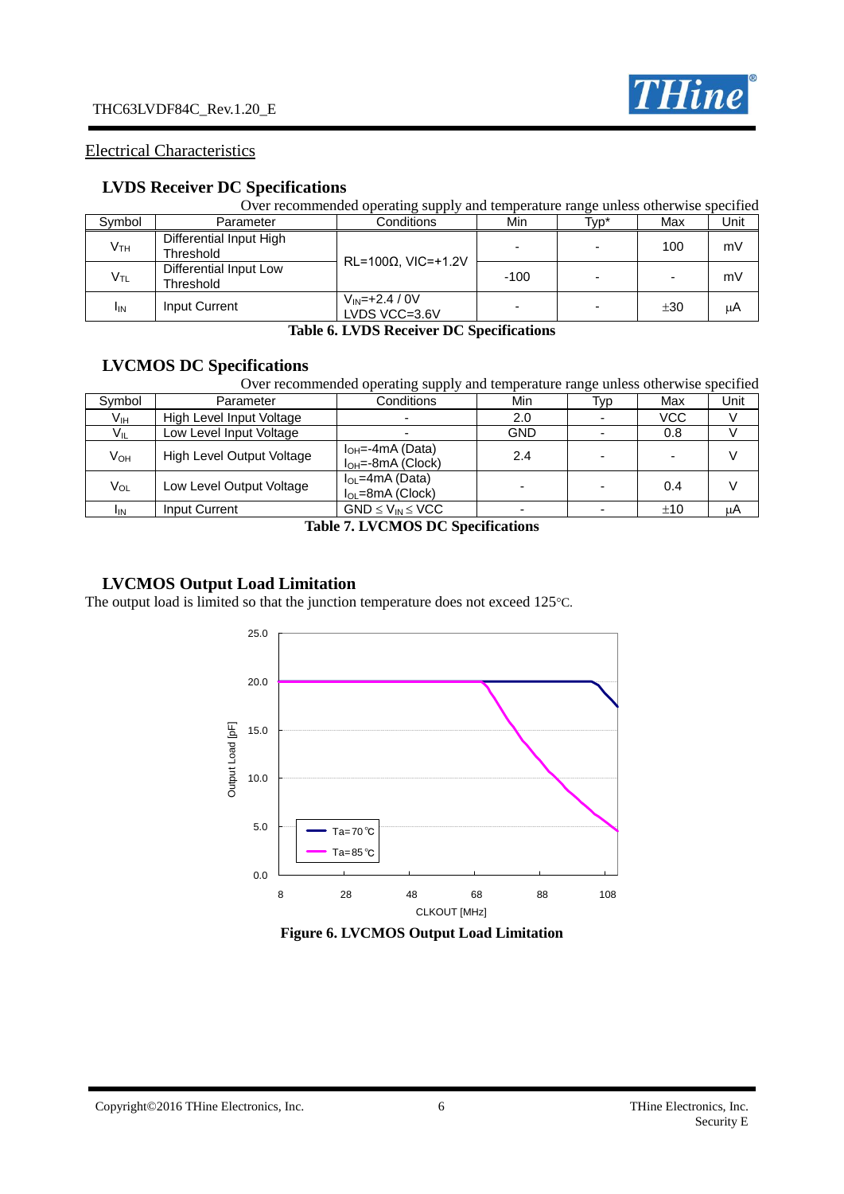## Electrical Characteristics

### LVDS Receiver DC Specifications

Over recommended operating supply and temperature range unless otherwise specified

| Symbol | Parameter | Conditions | Min | Typ* | Max | Unit |
|---|---|---|---|---|---|---|
| $V_{TH}$ | Differential Input High Threshold | RL=100Ω, VIC=+1.2V | - | - | 100 | mV |
| $V_{TL}$ | Differential Input Low Threshold | RL=100Ω, VIC=+1.2V | -100 | - | - | mV |
| $I_{IN}$ | Input Current | $V_{IN}$=+2.4 / 0V LVDS VCC=3.6V | - | - | ±30 | μA |

**Table 6. LVDS Receiver DC Specifications**

### LVCMOS DC Specifications

Over recommended operating supply and temperature range unless otherwise specified

| Symbol | Parameter | Conditions | Min | Typ | Max | Unit |
|---|---|---|---|---|---|---|
| $V_{IH}$ | High Level Input Voltage | - | 2.0 | - | VCC | V |
| $V_{IL}$ | Low Level Input Voltage | - | GND | - | 0.8 | V |
| $V_{OH}$ | High Level Output Voltage | $I_{OH}$=-4mA (Data) $I_{OH}$=-8mA (Clock) | 2.4 | - | - | V |
| $V_{OL}$ | Low Level Output Voltage | $I_{OL}$=4mA (Data) $I_{OL}$=8mA (Clock) | - | - | 0.4 | V |
| $I_{IN}$ | Input Current | GND ≤ $V_{IN}$ ≤ VCC | - | - | ±10 | μA |

**Table 7. LVCMOS DC Specifications**

### LVCMOS Output Load Limitation

The output load is limited so that the junction temperature does not exceed 125°C.

**Figure 6. LVCMOS Output Load Limitation**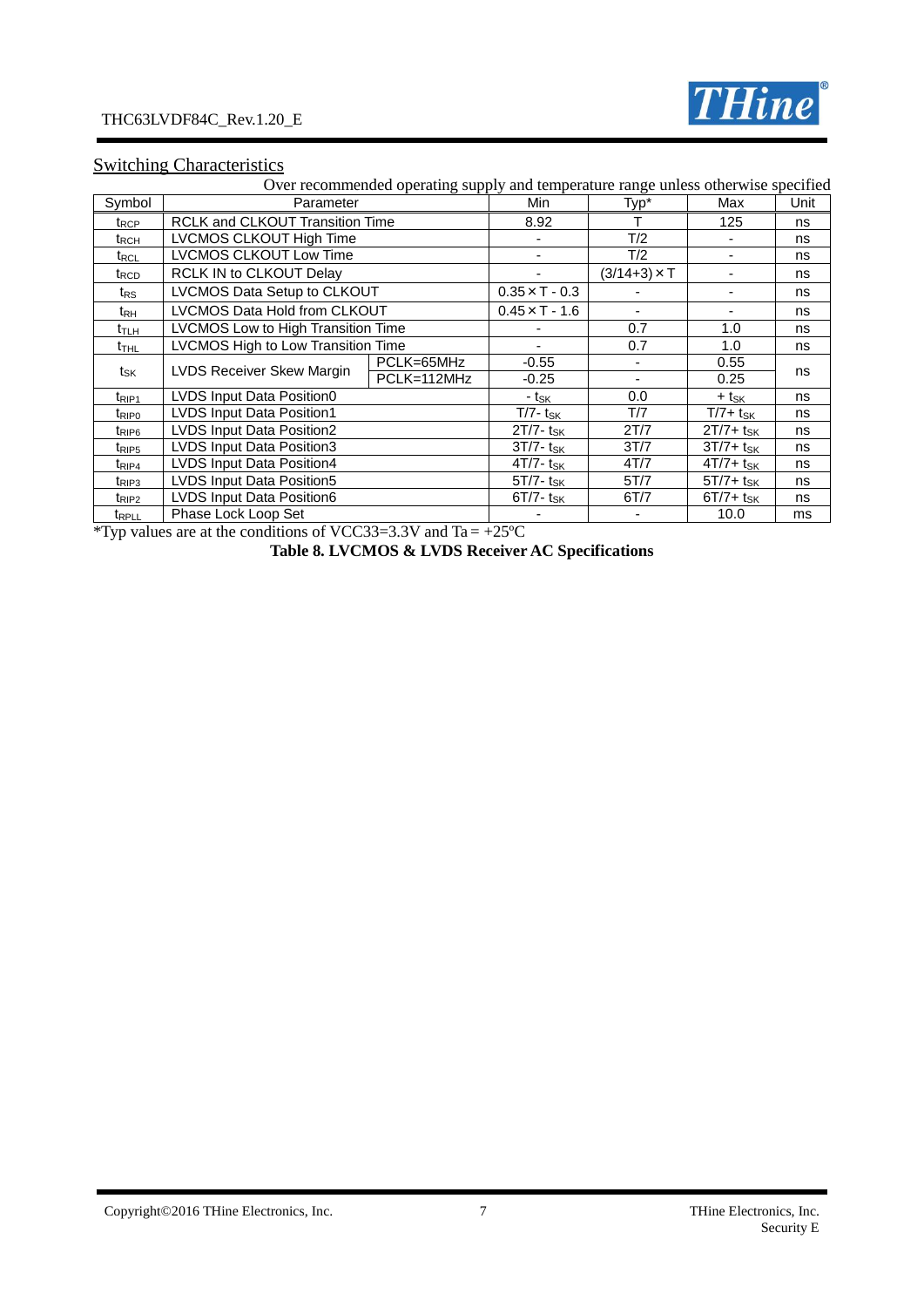## Switching Characteristics

Over recommended operating supply and temperature range unless otherwise specified

| Symbol | Parameter | | Min | Typ* | Max | Unit |
|---|---|---|---|---|---|---|
| $t_{RCP}$ | RCLK and CLKOUT Transition Time | | 8.92 | T | 125 | ns |
| $t_{RCH}$ | LVCMOS CLKOUT High Time | | - | T/2 | - | ns |
| $t_{RCL}$ | LVCMOS CLKOUT Low Time | | - | T/2 | - | ns |
| $t_{RCD}$ | RCLK IN to CLKOUT Delay | | - | (3/14+3) × T | - | ns |
| $t_{RS}$ | LVCMOS Data Setup to CLKOUT | | 0.35 × T - 0.3 | - | - | ns |
| $t_{RH}$ | LVCMOS Data Hold from CLKOUT | | 0.45 × T - 1.6 | - | - | ns |
| $t_{TLH}$ | LVCMOS Low to High Transition Time | | - | 0.7 | 1.0 | ns |
| $t_{THL}$ | LVCMOS High to Low Transition Time | | - | 0.7 | 1.0 | ns |
| $t_{SK}$ | LVDS Receiver Skew Margin | PCLK=65MHz | -0.55 | - | 0.55 | ns |
| | | PCLK=112MHz | -0.25 | - | 0.25 | |
| $t_{RIP1}$ | LVDS Input Data Position0 | | $-t_{SK}$ | 0.0 | $+t_{SK}$ | ns |
| $t_{RIP0}$ | LVDS Input Data Position1 | | $T/7-t_{SK}$ | T/7 | $T/7+t_{SK}$ | ns |
| $t_{RIP6}$ | LVDS Input Data Position2 | | $2T/7-t_{SK}$ | 2T/7 | $2T/7+t_{SK}$ | ns |
| $t_{RIP5}$ | LVDS Input Data Position3 | | $3T/7-t_{SK}$ | 3T/7 | $3T/7+t_{SK}$ | ns |
| $t_{RIP4}$ | LVDS Input Data Position4 | | $4T/7-t_{SK}$ | 4T/7 | $4T/7+t_{SK}$ | ns |
| $t_{RIP3}$ | LVDS Input Data Position5 | | $5T/7-t_{SK}$ | 5T/7 | $5T/7+t_{SK}$ | ns |
| $t_{RIP2}$ | LVDS Input Data Position6 | | $6T/7-t_{SK}$ | 6T/7 | $6T/7+t_{SK}$ | ns |
| $t_{RPLL}$ | Phase Lock Loop Set | | - | - | 10.0 | ms |

*Typ values are at the conditions of VCC33=3.3V and Ta = +25ºC

**Table 8. LVCMOS & LVDS Receiver AC Specifications**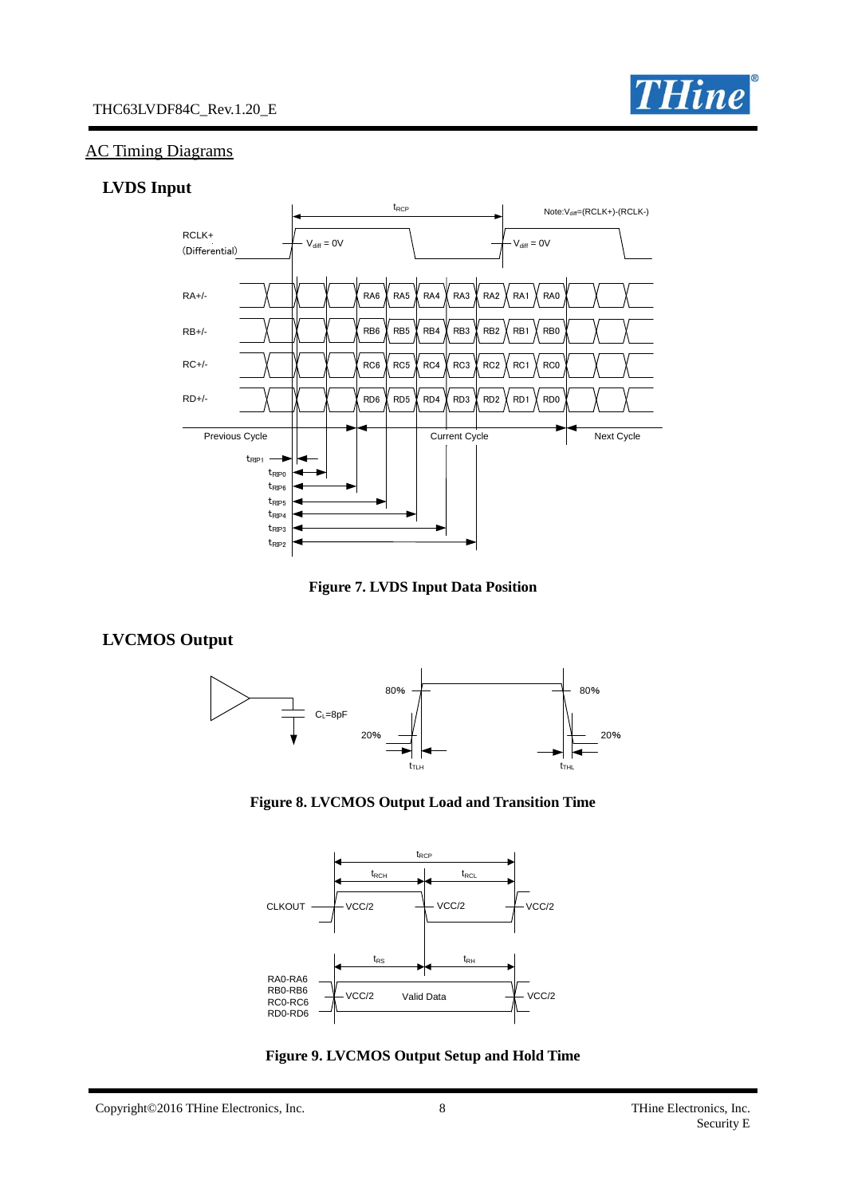## AC Timing Diagrams

### LVDS Input

**Figure 7. LVDS Input Data Position**

### LVCMOS Output

**Figure 8. LVCMOS Output Load and Transition Time**

**Figure 9. LVCMOS Output Setup and Hold Time**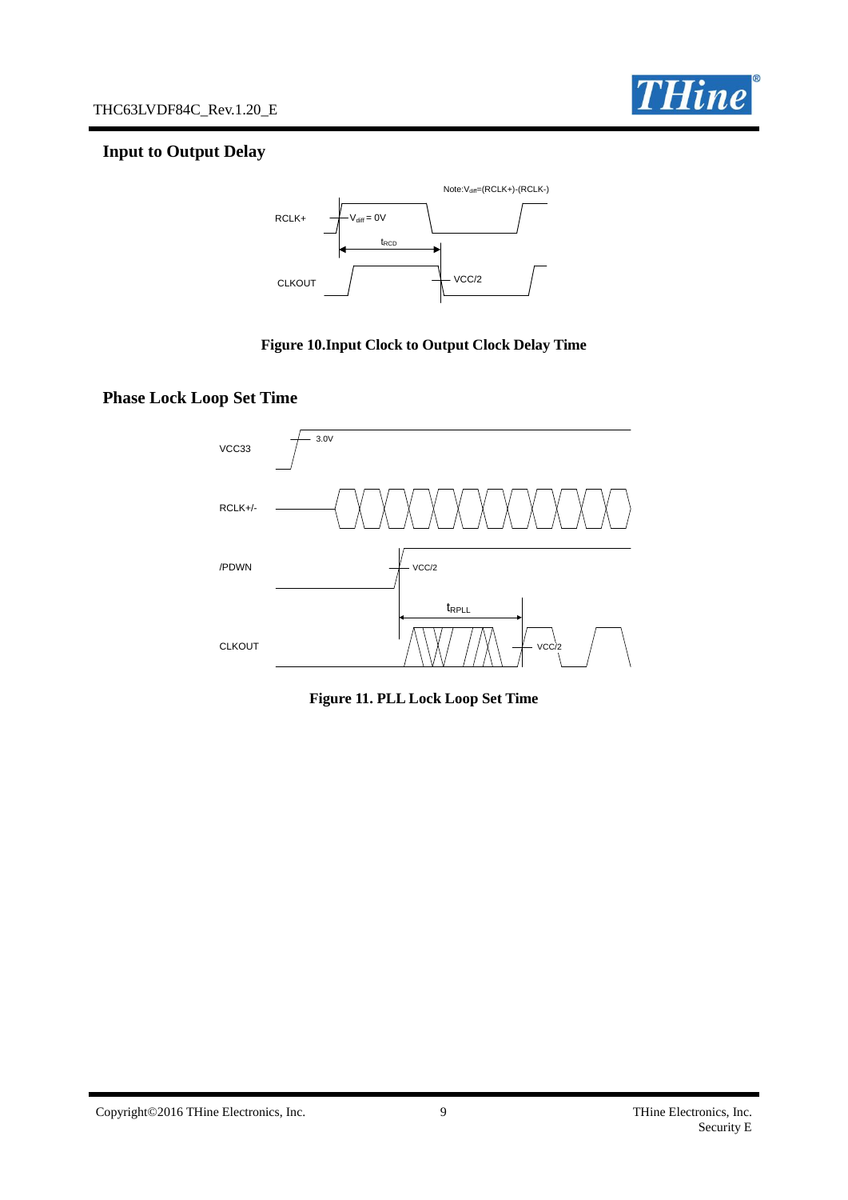## Input to Output Delay

Figure 10.Input Clock to Output Clock Delay Time

## Phase Lock Loop Set Time

Figure 11. PLL Lock Loop Set Time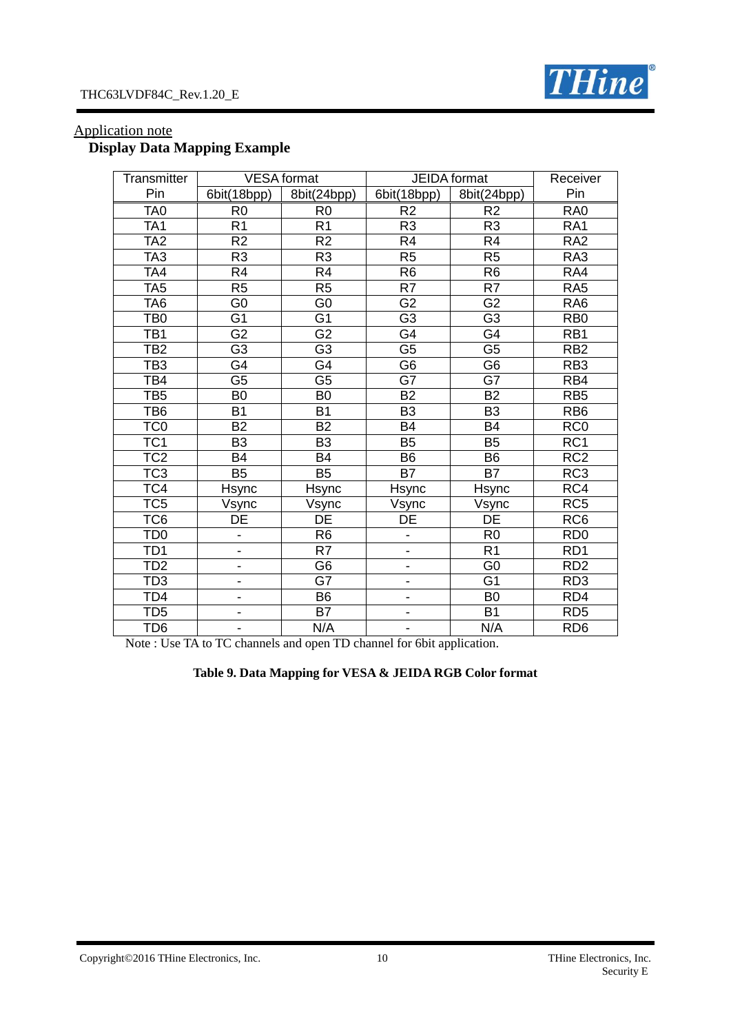Application note

**Display Data Mapping Example**

| Transmitter Pin | VESA format | | JEIDA format | | Receiver Pin |
|---|---|---|---|---|---|
| | 6bit(18bpp) | 8bit(24bpp) | 6bit(18bpp) | 8bit(24bpp) | |
| TA0 | R0 | R0 | R2 | R2 | RA0 |
| TA1 | R1 | R1 | R3 | R3 | RA1 |
| TA2 | R2 | R2 | R4 | R4 | RA2 |
| TA3 | R3 | R3 | R5 | R5 | RA3 |
| TA4 | R4 | R4 | R6 | R6 | RA4 |
| TA5 | R5 | R5 | R7 | R7 | RA5 |
| TA6 | G0 | G0 | G2 | G2 | RA6 |
| TB0 | G1 | G1 | G3 | G3 | RB0 |
| TB1 | G2 | G2 | G4 | G4 | RB1 |
| TB2 | G3 | G3 | G5 | G5 | RB2 |
| TB3 | G4 | G4 | G6 | G6 | RB3 |
| TB4 | G5 | G5 | G7 | G7 | RB4 |
| TB5 | B0 | B0 | B2 | B2 | RB5 |
| TB6 | B1 | B1 | B3 | B3 | RB6 |
| TC0 | B2 | B2 | B4 | B4 | RC0 |
| TC1 | B3 | B3 | B5 | B5 | RC1 |
| TC2 | B4 | B4 | B6 | B6 | RC2 |
| TC3 | B5 | B5 | B7 | B7 | RC3 |
| TC4 | Hsync | Hsync | Hsync | Hsync | RC4 |
| TC5 | Vsync | Vsync | Vsync | Vsync | RC5 |
| TC6 | DE | DE | DE | DE | RC6 |
| TD0 | - | R6 | - | R0 | RD0 |
| TD1 | - | R7 | - | R1 | RD1 |
| TD2 | - | G6 | - | G0 | RD2 |
| TD3 | - | G7 | - | G1 | RD3 |
| TD4 | - | B6 | - | B0 | RD4 |
| TD5 | - | B7 | - | B1 | RD5 |
| TD6 | - | N/A | - | N/A | RD6 |

Note : Use TA to TC channels and open TD channel for 6bit application.

**Table 9. Data Mapping for VESA & JEIDA RGB Color format**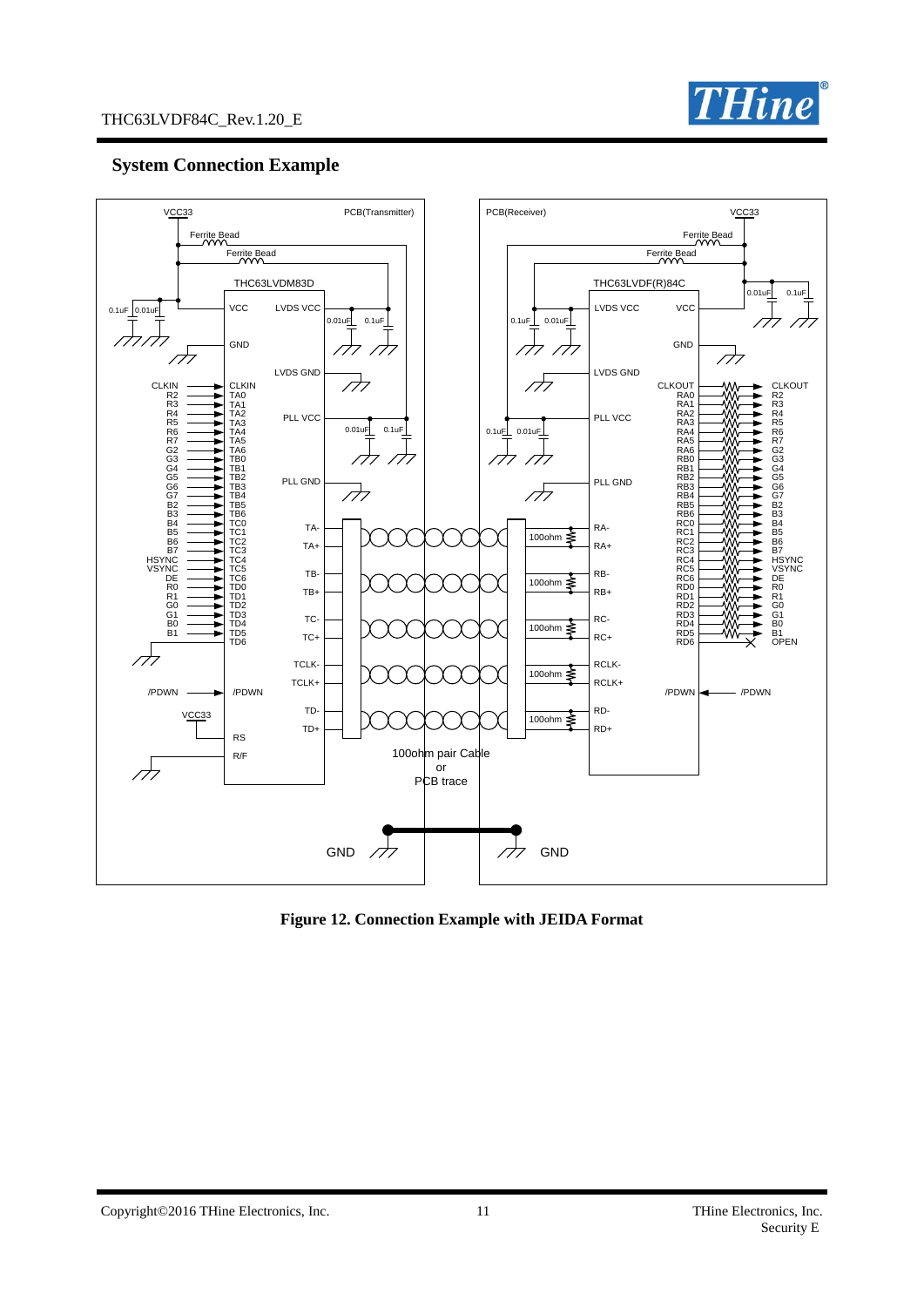## System Connection Example

VCC33 PCB(Transmitter) PCB(Receiver) VCC33

Ferrite Bead Ferrite Bead Ferrite Bead Ferrite Bead

THC63LVDM83D THC63LVDF(R)84C

100ohm pair Cable or PCB trace

GND GND

**Figure 12. Connection Example with JEIDA Format**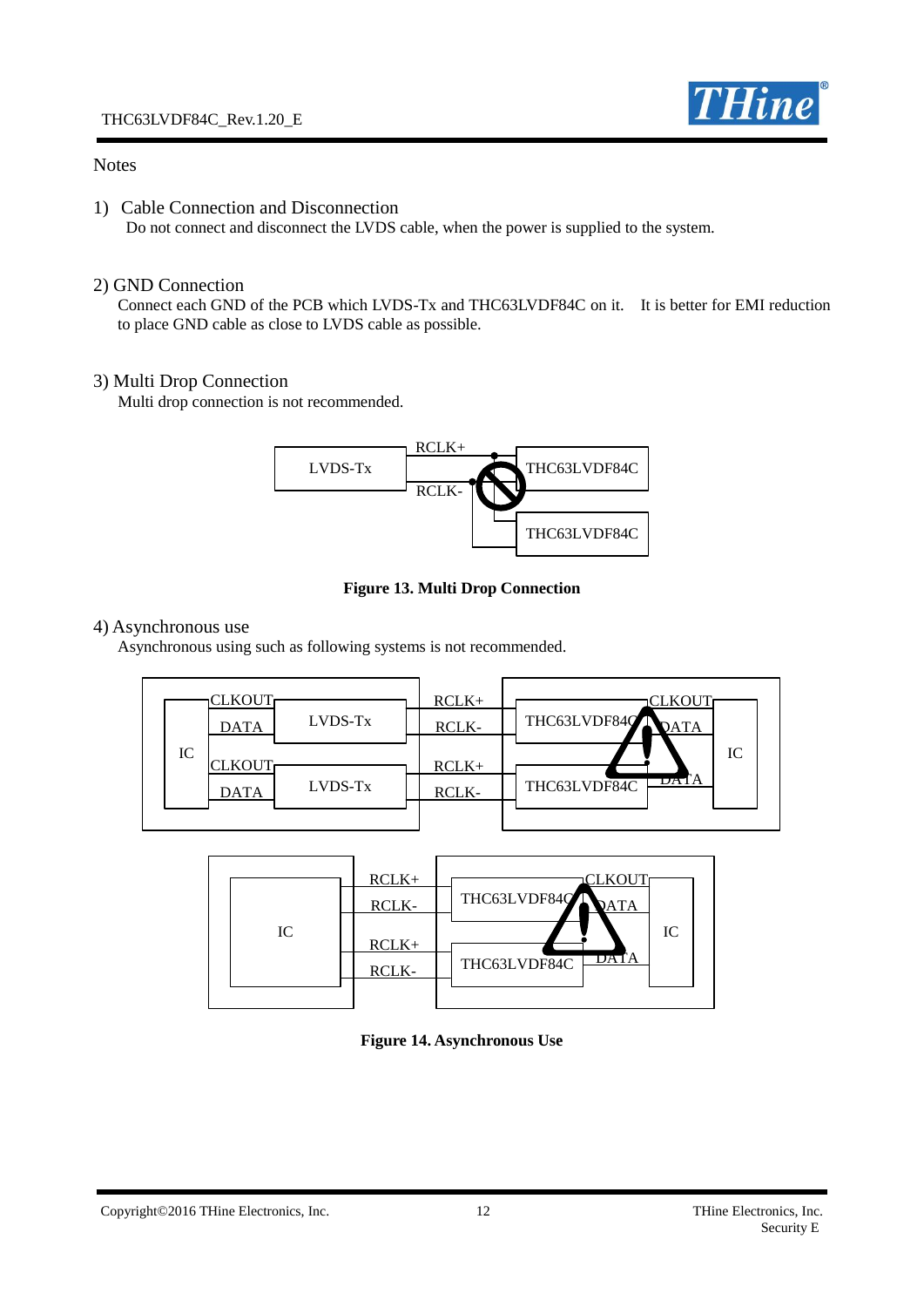## Notes

1) Cable Connection and Disconnection

Do not connect and disconnect the LVDS cable, when the power is supplied to the system.

2) GND Connection

Connect each GND of the PCB which LVDS-Tx and THC63LVDF84C on it. It is better for EMI reduction to place GND cable as close to LVDS cable as possible.

3) Multi Drop Connection

Multi drop connection is not recommended.

**Figure 13. Multi Drop Connection**

4) Asynchronous use

Asynchronous using such as following systems is not recommended.

**Figure 14. Asynchronous Use**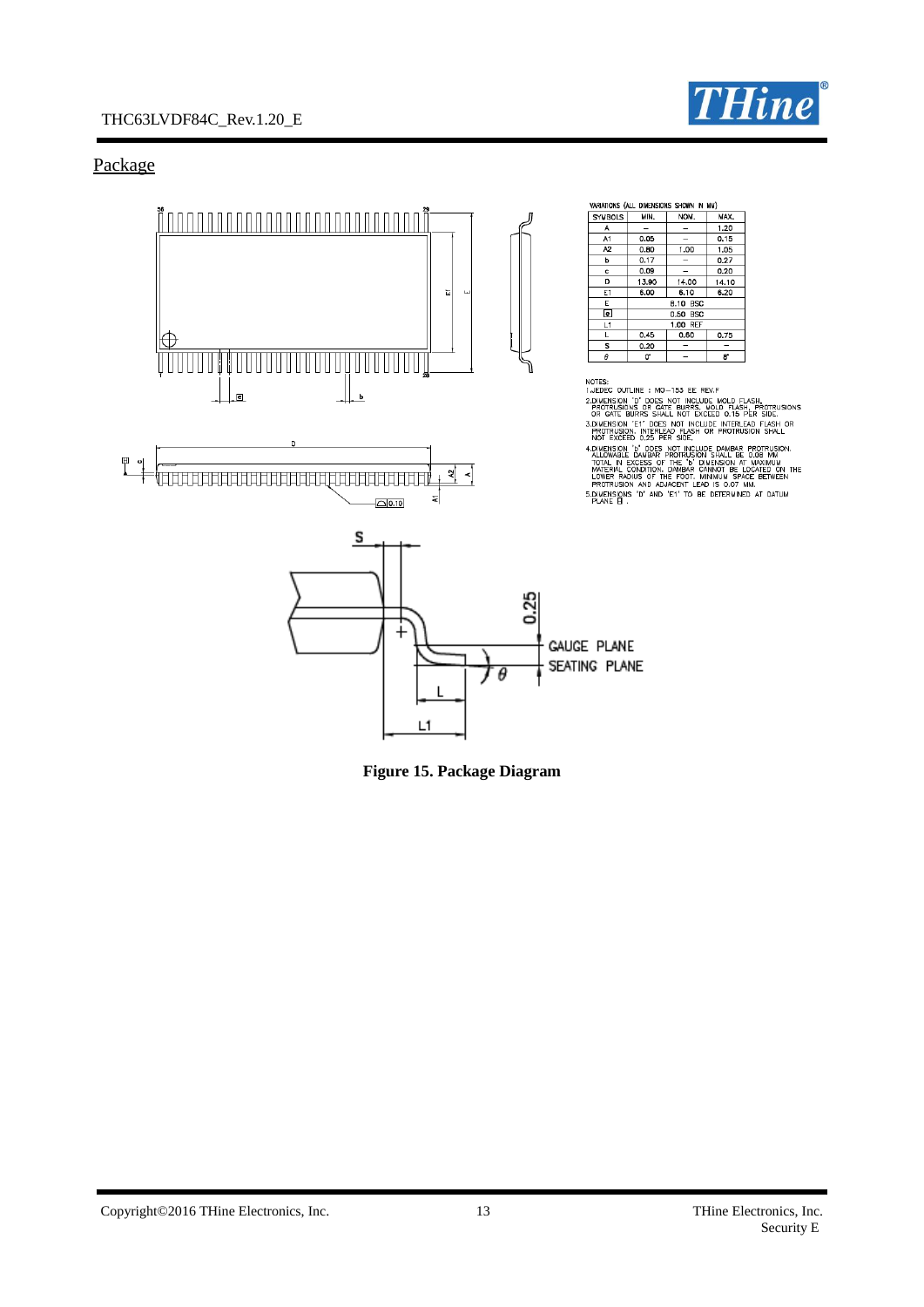## Package

VARIATIONS (ALL DIMENSIONS SHOWN IN MM)

| SYMBOLS | MIN. | NOM. | MAX. |
|---|---|---|---|
| A | – | – | 1.20 |
| A1 | 0.05 | – | 0.15 |
| A2 | 0.80 | 1.00 | 1.05 |
| b | 0.17 | – | 0.27 |
| c | 0.09 | – | 0.20 |
| D | 13.90 | 14.00 | 14.10 |
| E1 | 6.00 | 6.10 | 6.20 |
| E | 8.10 BSC | | |
| e | 0.50 BSC | | |
| L1 | 1.00 REF | | |
| L | 0.45 | 0.60 | 0.75 |
| S | 0.20 | – | – |
| θ | 0° | – | 8° |

NOTES:

1.JEDEC OUTLINE : MO-153 EE REV.F

2.DIMENSION "D" DOES NOT INCLUDE MOLD FLASH, PROTRUSIONS OR GATE BURRS. MOLD FLASH, PROTRUSIONS OR GATE BURRS SHALL NOT EXCEED 0.15 PER SIDE.

3.DIMENSION "E1" DOES NOT INCLUDE INTERLEAD FLASH OR PROTRUSION. INTERLEAD FLASH OR PROTRUSION SHALL NOT EXCEED 0.25 PER SIDE.

4.DIMENSION "b" DOES NOT INCLUDE DAMBAR PROTRUSION. ALLOWABLE DAMBAR PROTRUSION SHALL BE 0.08 MM TOTAL IN EXCESS OF THE "b" DIMENSION AT MAXIMUM MATERIAL CONDITION. DAMBAR CANNOT BE LOCATED ON THE LOWER RADIUS OF THE FOOT. MINIMUM SPACE BETWEEN PROTRUSION AND ADJACENT LEAD IS 0.07 MM.

5.DIMENSIONS "D" AND "E1" TO BE DETERMINED AT DATUM PLANE H.

**Figure 15. Package Diagram**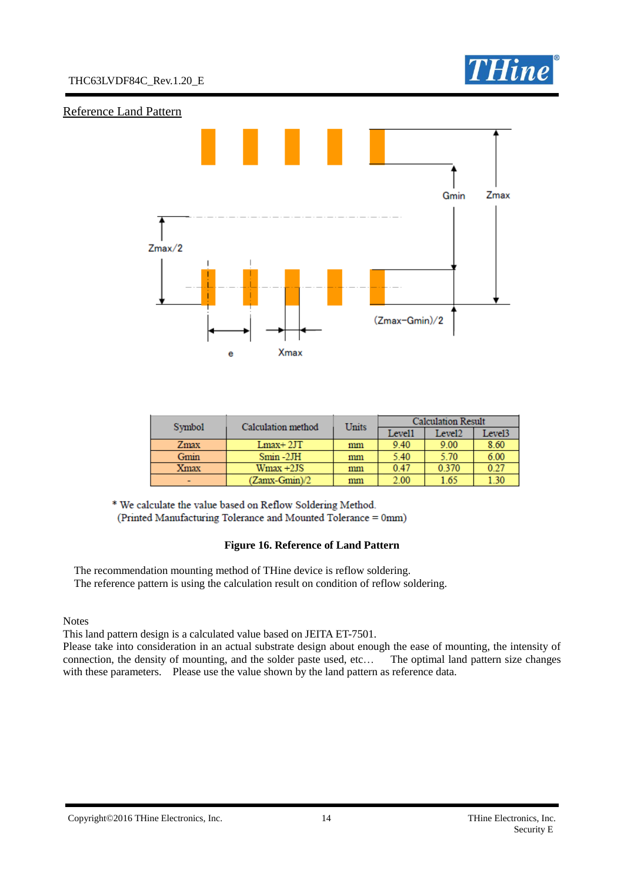## Reference Land Pattern

| Symbol | Calculation method | Units | Calculation Result | | |
|---|---|---|---|---|---|
| | | | Level1 | Level2 | Level3 |
| Zmax | Lmax+ 2JT | mm | 9.40 | 9.00 | 8.60 |
| Gmin | Smin -2JH | mm | 5.40 | 5.70 | 6.00 |
| Xmax | Wmax +2JS | mm | 0.47 | 0.370 | 0.27 |
| - | (Zamx-Gmin)/2 | mm | 2.00 | 1.65 | 1.30 |

* We calculate the value based on Reflow Soldering Method.
(Printed Manufacturing Tolerance and Mounted Tolerance = 0mm)

**Figure 16. Reference of Land Pattern**

The recommendation mounting method of THine device is reflow soldering.
The reference pattern is using the calculation result on condition of reflow soldering.

Notes
This land pattern design is a calculated value based on JEITA ET-7501.
Please take into consideration in an actual substrate design about enough the ease of mounting, the intensity of connection, the density of mounting, and the solder paste used, etc… The optimal land pattern size changes with these parameters. Please use the value shown by the land pattern as reference data.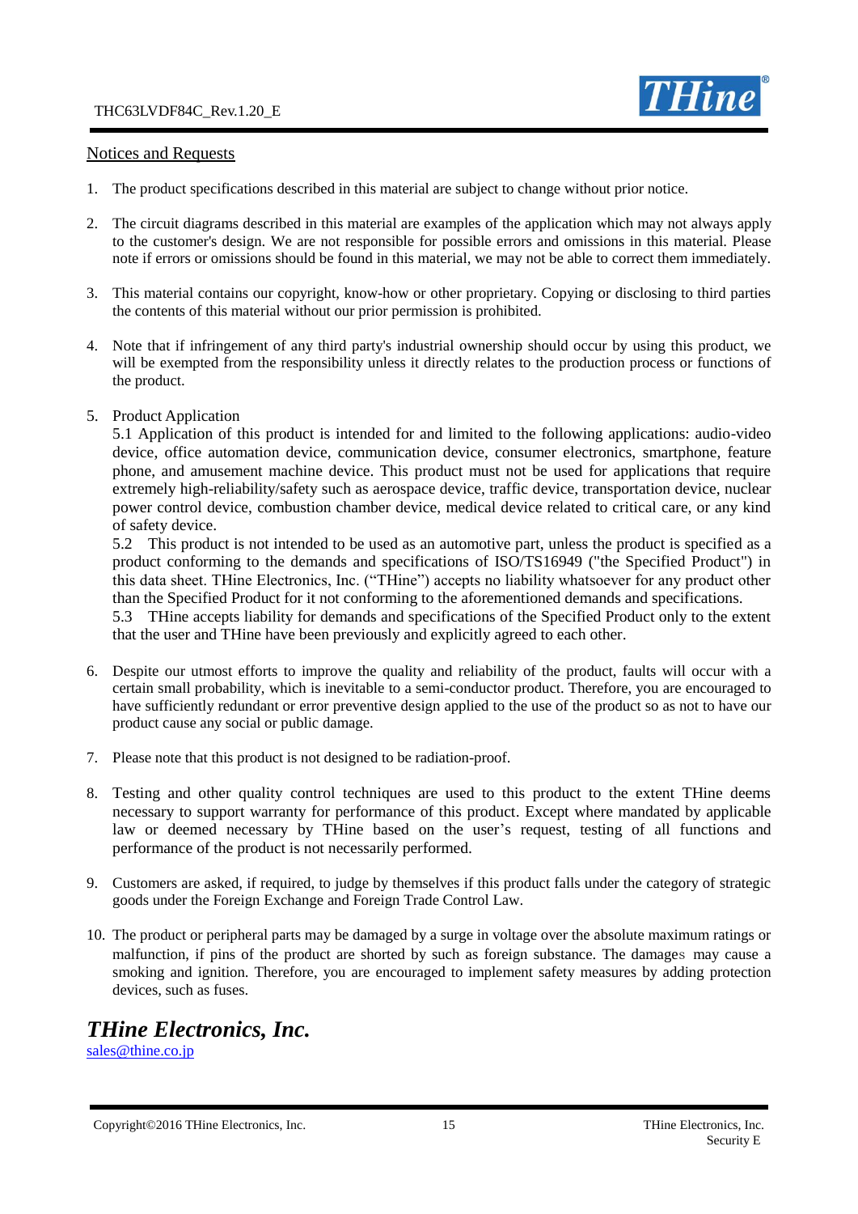## Notices and Requests

1. The product specifications described in this material are subject to change without prior notice.

2. The circuit diagrams described in this material are examples of the application which may not always apply to the customer's design. We are not responsible for possible errors and omissions in this material. Please note if errors or omissions should be found in this material, we may not be able to correct them immediately.

3. This material contains our copyright, know-how or other proprietary. Copying or disclosing to third parties the contents of this material without our prior permission is prohibited.

4. Note that if infringement of any third party's industrial ownership should occur by using this product, we will be exempted from the responsibility unless it directly relates to the production process or functions of the product.

5. Product Application
   5.1 Application of this product is intended for and limited to the following applications: audio-video device, office automation device, communication device, consumer electronics, smartphone, feature phone, and amusement machine device. This product must not be used for applications that require extremely high-reliability/safety such as aerospace device, traffic device, transportation device, nuclear power control device, combustion chamber device, medical device related to critical care, or any kind of safety device.
   5.2 This product is not intended to be used as an automotive part, unless the product is specified as a product conforming to the demands and specifications of ISO/TS16949 ("the Specified Product") in this data sheet. THine Electronics, Inc. ("THine") accepts no liability whatsoever for any product other than the Specified Product for it not conforming to the aforementioned demands and specifications.
   5.3 THine accepts liability for demands and specifications of the Specified Product only to the extent that the user and THine have been previously and explicitly agreed to each other.

6. Despite our utmost efforts to improve the quality and reliability of the product, faults will occur with a certain small probability, which is inevitable to a semi-conductor product. Therefore, you are encouraged to have sufficiently redundant or error preventive design applied to the use of the product so as not to have our product cause any social or public damage.

7. Please note that this product is not designed to be radiation-proof.

8. Testing and other quality control techniques are used to this product to the extent THine deems necessary to support warranty for performance of this product. Except where mandated by applicable law or deemed necessary by THine based on the user's request, testing of all functions and performance of the product is not necessarily performed.

9. Customers are asked, if required, to judge by themselves if this product falls under the category of strategic goods under the Foreign Exchange and Foreign Trade Control Law.

10. The product or peripheral parts may be damaged by a surge in voltage over the absolute maximum ratings or malfunction, if pins of the product are shorted by such as foreign substance. The damages may cause a smoking and ignition. Therefore, you are encouraged to implement safety measures by adding protection devices, such as fuses.

***THine Electronics, Inc.***
sales@thine.co.jp